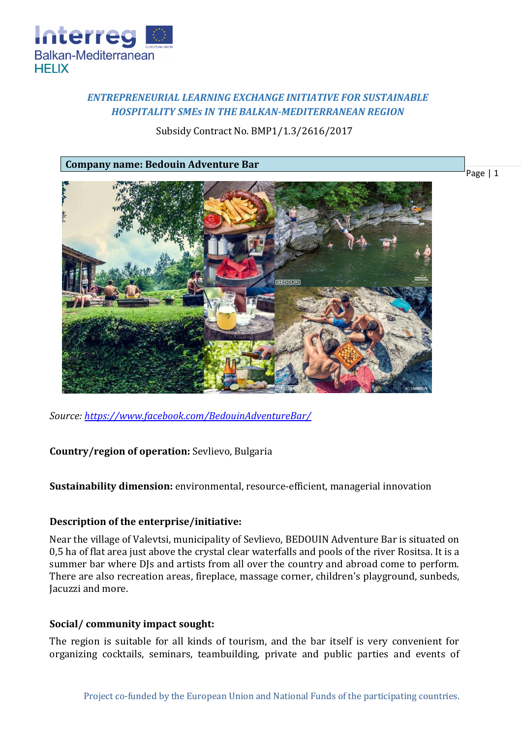*ENTREPRENEURIAL LEARNING EXCHANGE INITIATIVE FOR SUSTAINABLE HOSPITALITY SMEs IN THE BALKAN-MEDITERRANEAN REGION*

Subsidy Contract No. BMP1/1.3/2616/2017

**Company name: Bedouin Adventure Bar**

*Source: https://www.facebook.com/BedouinAdventureBar/*

**Country/region of operation:** Sevlievo, Bulgaria

**Sustainability dimension:** environmental, resource-efficient, managerial innovation

**Description of the enterprise/initiative:**

Near the village of Valevtsi, municipality of Sevlievo, BEDOUIN Adventure Bar is situated on 0,5 ha of flat area just above the crystal clear waterfalls and pools of the river Rositsa. It is a summer bar where DJs and artists from all over the country and abroad come to perform. There are also recreation areas, fireplace, massage corner, children's playground, sunbeds, Jacuzzi and more.

**Social/ community impact sought:**

The region is suitable for all kinds of tourism, and the bar itself is very convenient for organizing cocktails, seminars, teambuilding, private and public parties and events of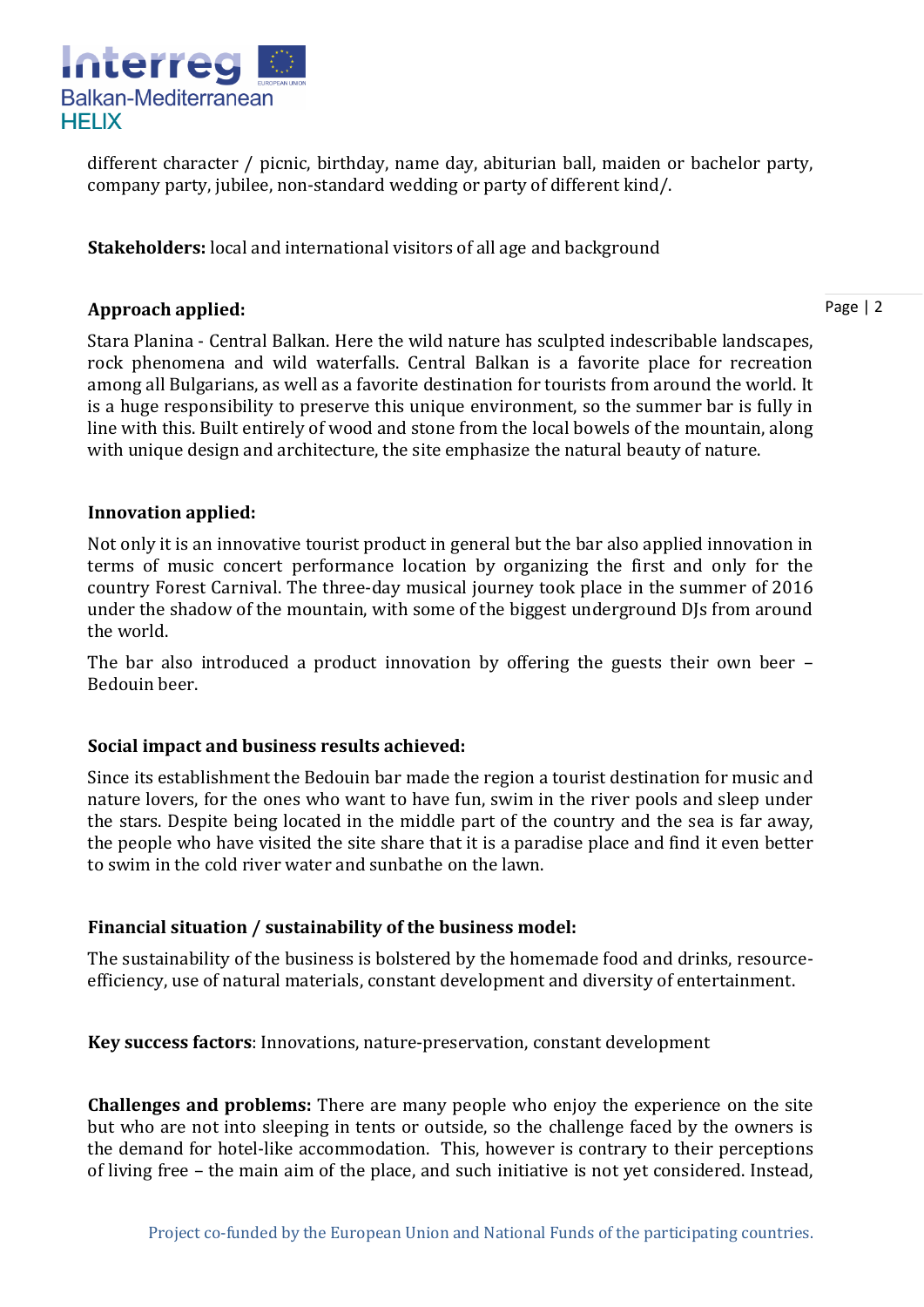different character /picnic, birthday, name day, abiturian ball, maiden or bachelor party, company party, jubilee, non-standard wedding or party of different kind/.

**Stakeholders:** local and international visitors of all age and background

**Approach applied:**

Stara Planina - Central Balkan. Here the wild nature has sculpted indescribable landscapes, rock phenomena and wild waterfalls. Central Balkan is a favorite place for recreation among all Bulgarians, as well as a favorite destination for tourists from around the world. It is a huge responsibility to preserve this unique environment, so the summer bar is fully in line with this. Built entirely of wood and stone from the local bowels of the mountain, along with unique design and architecture, the site emphasize the natural beauty of nature.

**Innovation applied:**

Not only it is an innovative tourist product in general but the bar also applied innovation in terms of music concert performance location by organizing the first and only for the country Forest Carnival. The three-day musical journey took place in the summer of 2016 under the shadow of the mountain, with some of the biggest underground DJs from around the world.

The bar also introduced a product innovation by offering the guests their own beer – Bedouin beer.

**Social impact and business results achieved:**

Since its establishment the Bedouin bar made the region a tourist destination for music and nature lovers, for the ones who want to have fun, swim in the river pools and sleep under the stars. Despite being located in the middle part of the country and the sea is far away, the people who have visited the site share that it is a paradise place and find it even better to swim in the cold river water and sunbathe on the lawn.

**Financial situation / sustainability of the business model:**

The sustainability of the business is bolstered by the homemade food and drinks, resource-efficiency, use of natural materials, constant development and diversity of entertainment.

**Key success factors**: Innovations, nature-preservation, constant development

**Challenges and problems:** There are many people who enjoy the experience on the site but who are not into sleeping in tents or outside, so the challenge faced by the owners is the demand for hotel-like accommodation. This, however is contrary to their perceptions of living free – the main aim of the place, and such initiative is not yet considered. Instead,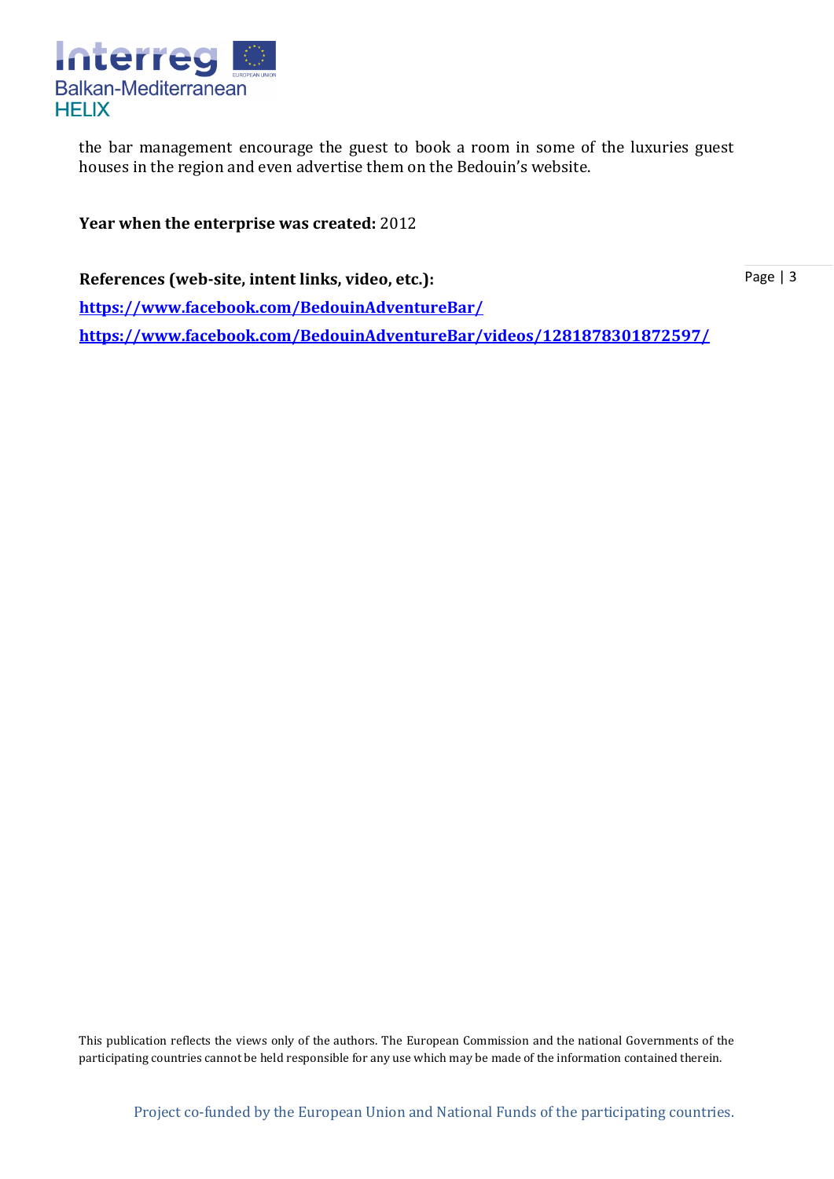the bar management encourage the guest to book a room in some of the luxuries guest houses in the region and even advertise them on the Bedouin's website.

**Year when the enterprise was created:** 2012

**References (web-site, intent links, video, etc.):**

**[https://www.facebook.com/BedouinAdventureBar/](https://www.facebook.com/BedouinAdventureBar/)**

**[https://www.facebook.com/BedouinAdventureBar/videos/1281878301872597/](https://www.facebook.com/BedouinAdventureBar/videos/1281878301872597/)**

This publication reflects the views only of the authors. The European Commission and the national Governments of the participating countries cannot be held responsible for any use which may be made of the information contained therein.